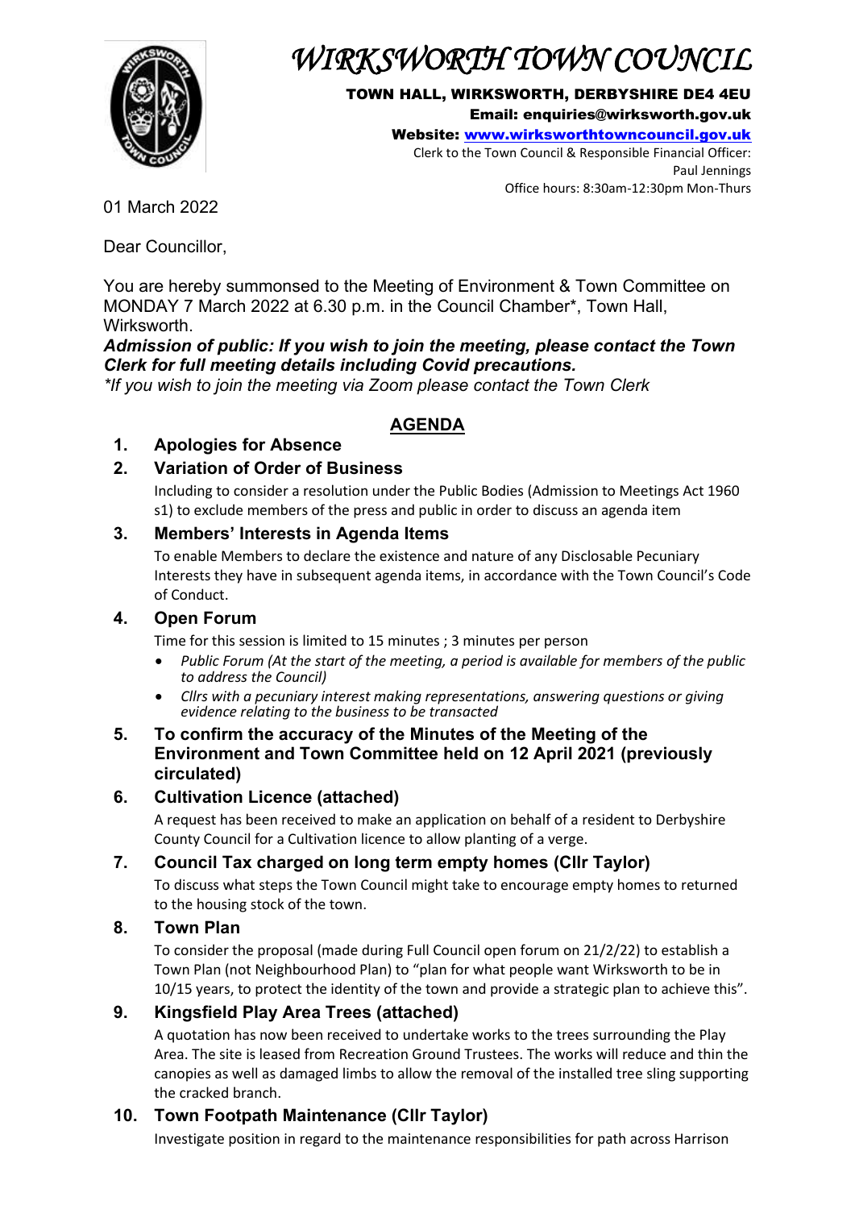# WIRKSWORTH TOWN COUNCIL

**TOWN HALL, WIRKSWORTH, DERBYSHIRE DE4 4EU**
**Email: enquiries@wirksworth.gov.uk**
**Website: www.wirksworthtowncouncil.gov.uk**
Clerk to the Town Council & Responsible Financial Officer:
Paul Jennings
Office hours: 8:30am-12:30pm Mon-Thurs

01 March 2022

Dear Councillor,

You are hereby summonsed to the Meeting of Environment & Town Committee on MONDAY 7 March 2022 at 6.30 p.m. in the Council Chamber*, Town Hall, Wirksworth.

***Admission of public: If you wish to join the meeting, please contact the Town Clerk for full meeting details including Covid precautions.***

*\*If you wish to join the meeting via Zoom please contact the Town Clerk*

## AGENDA

**1. Apologies for Absence**

**2. Variation of Order of Business**

Including to consider a resolution under the Public Bodies (Admission to Meetings Act 1960 s1) to exclude members of the press and public in order to discuss an agenda item

**3. Members' Interests in Agenda Items**

To enable Members to declare the existence and nature of any Disclosable Pecuniary Interests they have in subsequent agenda items, in accordance with the Town Council's Code of Conduct.

**4. Open Forum**

Time for this session is limited to 15 minutes ; 3 minutes per person

- *Public Forum (At the start of the meeting, a period is available for members of the public to address the Council)*
- *Cllrs with a pecuniary interest making representations, answering questions or giving evidence relating to the business to be transacted*

**5. To confirm the accuracy of the Minutes of the Meeting of the Environment and Town Committee held on 12 April 2021 (previously circulated)**

**6. Cultivation Licence (attached)**

A request has been received to make an application on behalf of a resident to Derbyshire County Council for a Cultivation licence to allow planting of a verge.

**7. Council Tax charged on long term empty homes (Cllr Taylor)**

To discuss what steps the Town Council might take to encourage empty homes to returned to the housing stock of the town.

**8. Town Plan**

To consider the proposal (made during Full Council open forum on 21/2/22) to establish a Town Plan (not Neighbourhood Plan) to "plan for what people want Wirksworth to be in 10/15 years, to protect the identity of the town and provide a strategic plan to achieve this".

**9. Kingsfield Play Area Trees (attached)**

A quotation has now been received to undertake works to the trees surrounding the Play Area. The site is leased from Recreation Ground Trustees. The works will reduce and thin the canopies as well as damaged limbs to allow the removal of the installed tree sling supporting the cracked branch.

**10. Town Footpath Maintenance (Cllr Taylor)**

Investigate position in regard to the maintenance responsibilities for path across Harrison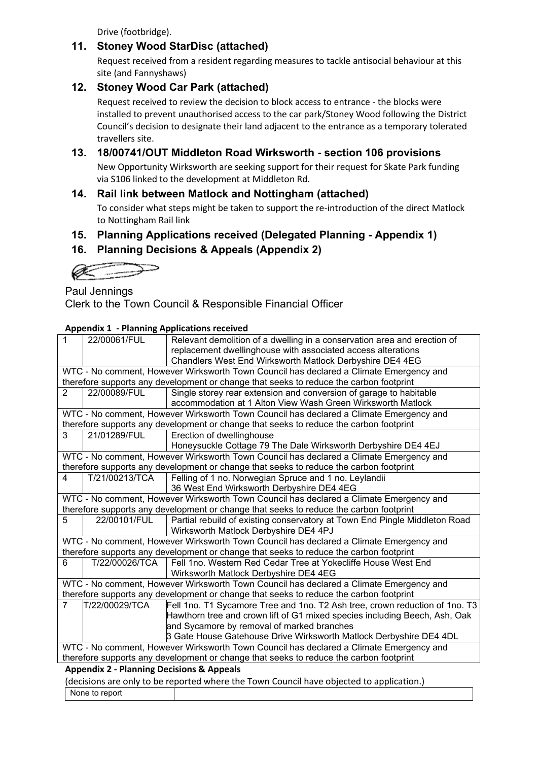Drive (footbridge).

## 11. Stoney Wood StarDisc (attached)

Request received from a resident regarding measures to tackle antisocial behaviour at this site (and Fannyshaws)

## 12. Stoney Wood Car Park (attached)

Request received to review the decision to block access to entrance - the blocks were installed to prevent unauthorised access to the car park/Stoney Wood following the District Council's decision to designate their land adjacent to the entrance as a temporary tolerated travellers site.

## 13. 18/00741/OUT Middleton Road Wirksworth - section 106 provisions

New Opportunity Wirksworth are seeking support for their request for Skate Park funding via S106 linked to the development at Middleton Rd.

## 14. Rail link between Matlock and Nottingham (attached)

To consider what steps might be taken to support the re-introduction of the direct Matlock to Nottingham Rail link

## 15. Planning Applications received (Delegated Planning - Appendix 1)

## 16. Planning Decisions & Appeals (Appendix 2)

Paul Jennings
Clerk to the Town Council & Responsible Financial Officer

**Appendix 1 - Planning Applications received**

| | | |
|---|---|---|
| 1 | 22/00061/FUL | Relevant demolition of a dwelling in a conservation area and erection of replacement dwellinghouse with associated access alterations Chandlers West End Wirksworth Matlock Derbyshire DE4 4EG |
| WTC - No comment, However Wirksworth Town Council has declared a Climate Emergency and therefore supports any development or change that seeks to reduce the carbon footprint | | |
| 2 | 22/00089/FUL | Single storey rear extension and conversion of garage to habitable accommodation at 1 Alton View Wash Green Wirksworth Matlock |
| WTC - No comment, However Wirksworth Town Council has declared a Climate Emergency and therefore supports any development or change that seeks to reduce the carbon footprint | | |
| 3 | 21/01289/FUL | Erection of dwellinghouse Honeysuckle Cottage 79 The Dale Wirksworth Derbyshire DE4 4EJ |
| WTC - No comment, However Wirksworth Town Council has declared a Climate Emergency and therefore supports any development or change that seeks to reduce the carbon footprint | | |
| 4 | T/21/00213/TCA | Felling of 1 no. Norwegian Spruce and 1 no. Leylandii 36 West End Wirksworth Derbyshire DE4 4EG |
| WTC - No comment, However Wirksworth Town Council has declared a Climate Emergency and therefore supports any development or change that seeks to reduce the carbon footprint | | |
| 5 | 22/00101/FUL | Partial rebuild of existing conservatory at Town End Pingle Middleton Road Wirksworth Matlock Derbyshire DE4 4PJ |
| WTC - No comment, However Wirksworth Town Council has declared a Climate Emergency and therefore supports any development or change that seeks to reduce the carbon footprint | | |
| 6 | T/22/00026/TCA | Fell 1no. Western Red Cedar Tree at Yokecliffe House West End Wirksworth Matlock Derbyshire DE4 4EG |
| WTC - No comment, However Wirksworth Town Council has declared a Climate Emergency and therefore supports any development or change that seeks to reduce the carbon footprint | | |
| 7 | T/22/00029/TCA | Fell 1no. T1 Sycamore Tree and 1no. T2 Ash tree, crown reduction of 1no. T3 Hawthorn tree and crown lift of G1 mixed species including Beech, Ash, Oak and Sycamore by removal of marked branches 3 Gate House Gatehouse Drive Wirksworth Matlock Derbyshire DE4 4DL |
| WTC - No comment, However Wirksworth Town Council has declared a Climate Emergency and therefore supports any development or change that seeks to reduce the carbon footprint | | |

**Appendix 2 - Planning Decisions & Appeals**

(decisions are only to be reported where the Town Council have objected to application.)

| | |
|---|---|
| None to report | |